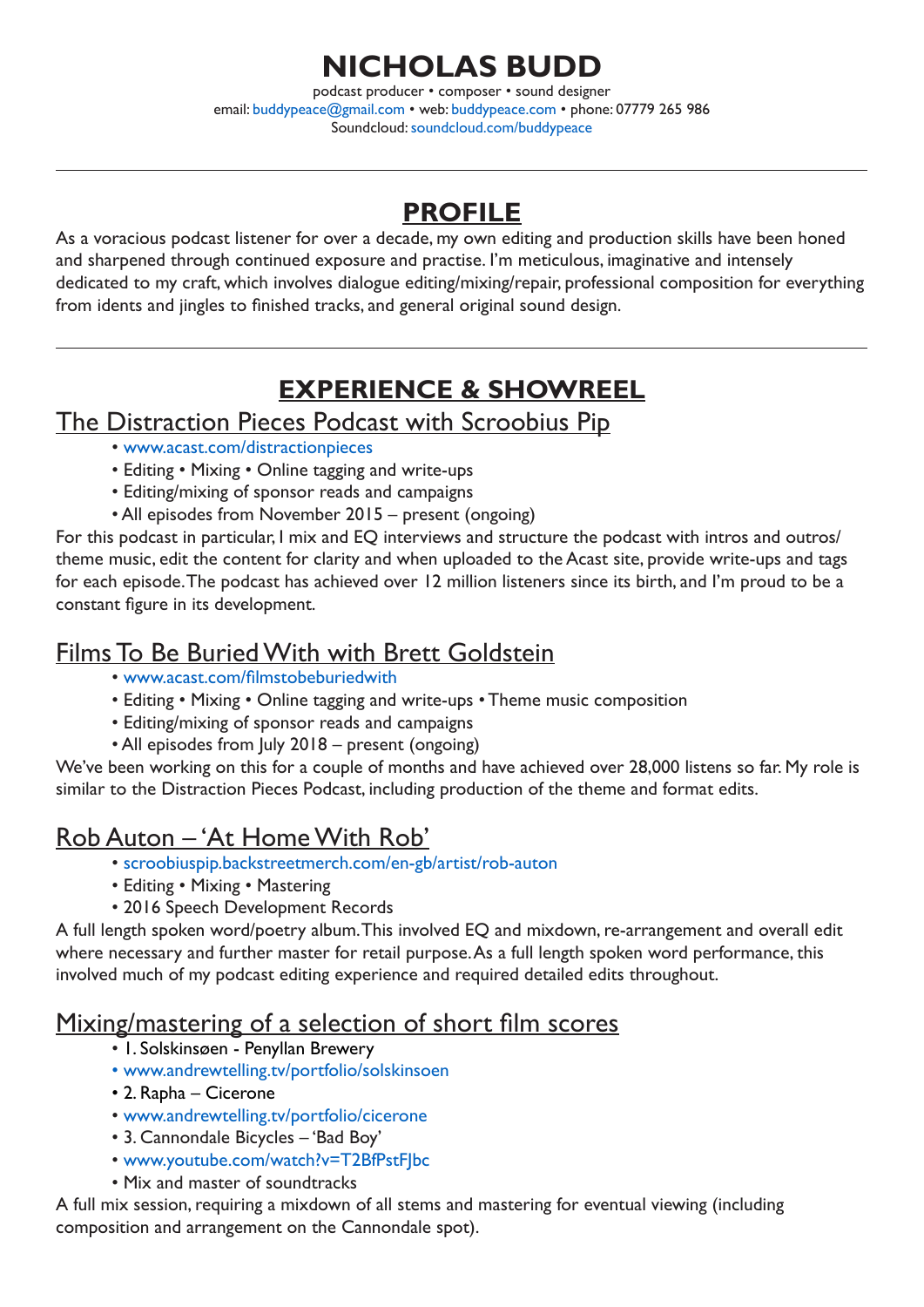# NICHOLAS BUDD

podcast producer • composer • sound designer
email: buddypeace@gmail.com • web: buddypeace.com • phone: 07779 265 986
Soundcloud: soundcloud.com/buddypeace

---

## PROFILE

As a voracious podcast listener for over a decade, my own editing and production skills have been honed and sharpened through continued exposure and practise. I'm meticulous, imaginative and intensely dedicated to my craft, which involves dialogue editing/mixing/repair, professional composition for everything from idents and jingles to finished tracks, and general original sound design.

---

## EXPERIENCE & SHOWREEL

### The Distraction Pieces Podcast with Scroobius Pip

- www.acast.com/distractionpieces
- Editing • Mixing • Online tagging and write-ups
- Editing/mixing of sponsor reads and campaigns
- All episodes from November 2015 – present (ongoing)

For this podcast in particular, I mix and EQ interviews and structure the podcast with intros and outros/ theme music, edit the content for clarity and when uploaded to the Acast site, provide write-ups and tags for each episode. The podcast has achieved over 12 million listeners since its birth, and I'm proud to be a constant figure in its development.

### Films To Be Buried With with Brett Goldstein

- www.acast.com/filmstobeburiedwith
- Editing • Mixing • Online tagging and write-ups • Theme music composition
- Editing/mixing of sponsor reads and campaigns
- All episodes from July 2018 – present (ongoing)

We've been working on this for a couple of months and have achieved over 28,000 listens so far. My role is similar to the Distraction Pieces Podcast, including production of the theme and format edits.

### Rob Auton – 'At Home With Rob'

- scroobiuspip.backstreetmerch.com/en-gb/artist/rob-auton
- Editing • Mixing • Mastering
- 2016 Speech Development Records

A full length spoken word/poetry album. This involved EQ and mixdown, re-arrangement and overall edit where necessary and further master for retail purpose. As a full length spoken word performance, this involved much of my podcast editing experience and required detailed edits throughout.

### Mixing/mastering of a selection of short film scores

- 1. Solskinsøen - Penyllan Brewery
- www.andrewtelling.tv/portfolio/solskinsoen
- 2. Rapha – Cicerone
- www.andrewtelling.tv/portfolio/cicerone
- 3. Cannondale Bicycles – 'Bad Boy'
- www.youtube.com/watch?v=T2BfPstFJbc
- Mix and master of soundtracks

A full mix session, requiring a mixdown of all stems and mastering for eventual viewing (including composition and arrangement on the Cannondale spot).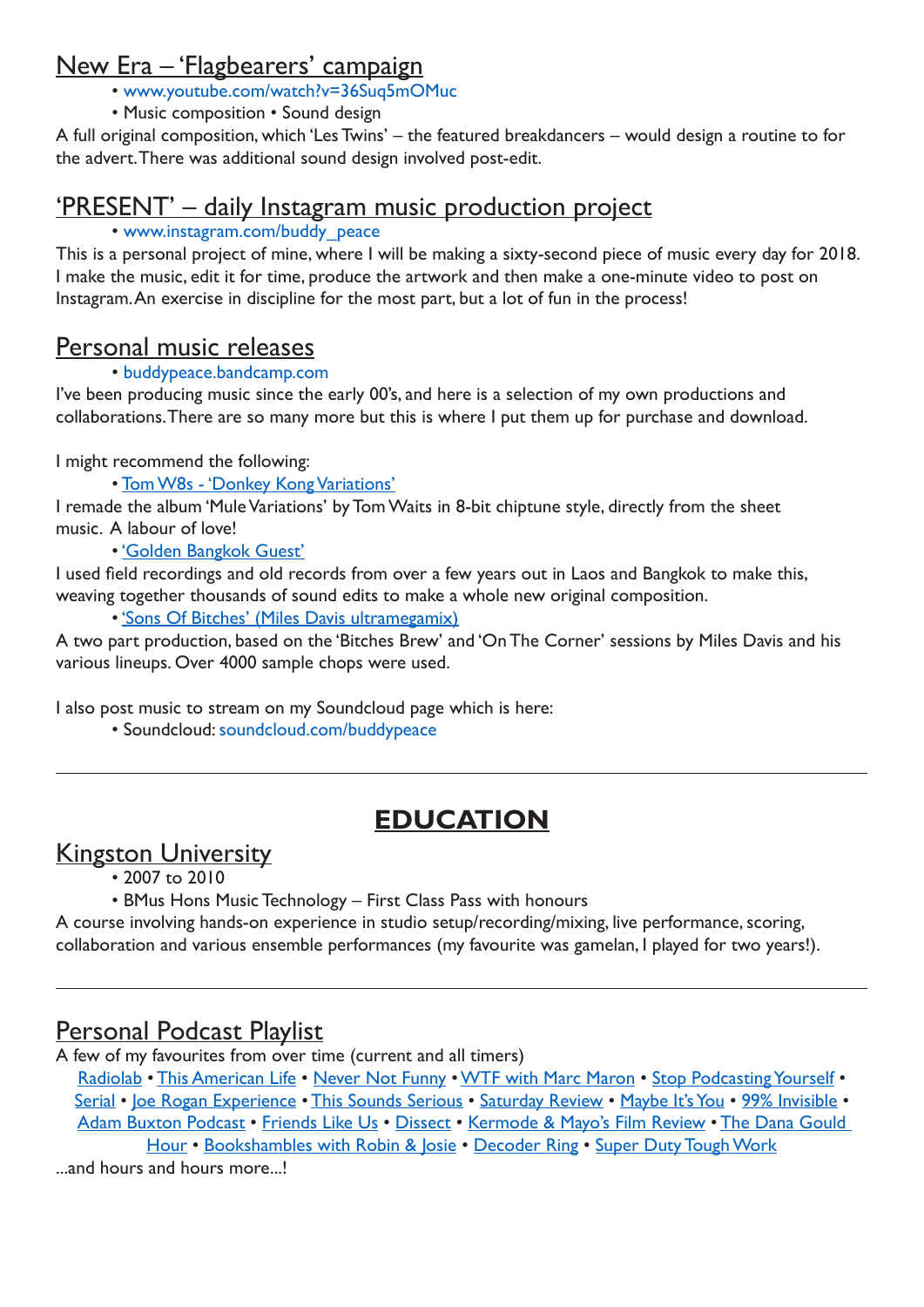## New Era – 'Flagbearers' campaign

- www.youtube.com/watch?v=36Suq5mOMuc
- Music composition • Sound design

A full original composition, which 'Les Twins' – the featured breakdancers – would design a routine to for the advert. There was additional sound design involved post-edit.

## 'PRESENT' – daily Instagram music production project

- www.instagram.com/buddy_peace

This is a personal project of mine, where I will be making a sixty-second piece of music every day for 2018. I make the music, edit it for time, produce the artwork and then make a one-minute video to post on Instagram. An exercise in discipline for the most part, but a lot of fun in the process!

## Personal music releases

- buddypeace.bandcamp.com

I've been producing music since the early 00's, and here is a selection of my own productions and collaborations. There are so many more but this is where I put them up for purchase and download.

I might recommend the following:

- Tom W8s - 'Donkey Kong Variations'

I remade the album 'Mule Variations' by Tom Waits in 8-bit chiptune style, directly from the sheet music. A labour of love!

- 'Golden Bangkok Guest'

I used field recordings and old records from over a few years out in Laos and Bangkok to make this, weaving together thousands of sound edits to make a whole new original composition.

- 'Sons Of Bitches' (Miles Davis ultramegamix)

A two part production, based on the 'Bitches Brew' and 'On The Corner' sessions by Miles Davis and his various lineups. Over 4000 sample chops were used.

I also post music to stream on my Soundcloud page which is here:

- Soundcloud: soundcloud.com/buddypeace

---

# EDUCATION

## Kingston University

- 2007 to 2010
- BMus Hons Music Technology – First Class Pass with honours

A course involving hands-on experience in studio setup/recording/mixing, live performance, scoring, collaboration and various ensemble performances (my favourite was gamelan, I played for two years!).

---

## Personal Podcast Playlist

A few of my favourites from over time (current and all timers)

Radiolab • This American Life • Never Not Funny • WTF with Marc Maron • Stop Podcasting Yourself • Serial • Joe Rogan Experience • This Sounds Serious • Saturday Review • Maybe It's You • 99% Invisible • Adam Buxton Podcast • Friends Like Us • Dissect • Kermode & Mayo's Film Review • The Dana Gould Hour • Bookshambles with Robin & Josie • Decoder Ring • Super Duty Tough Work

...and hours and hours more...!